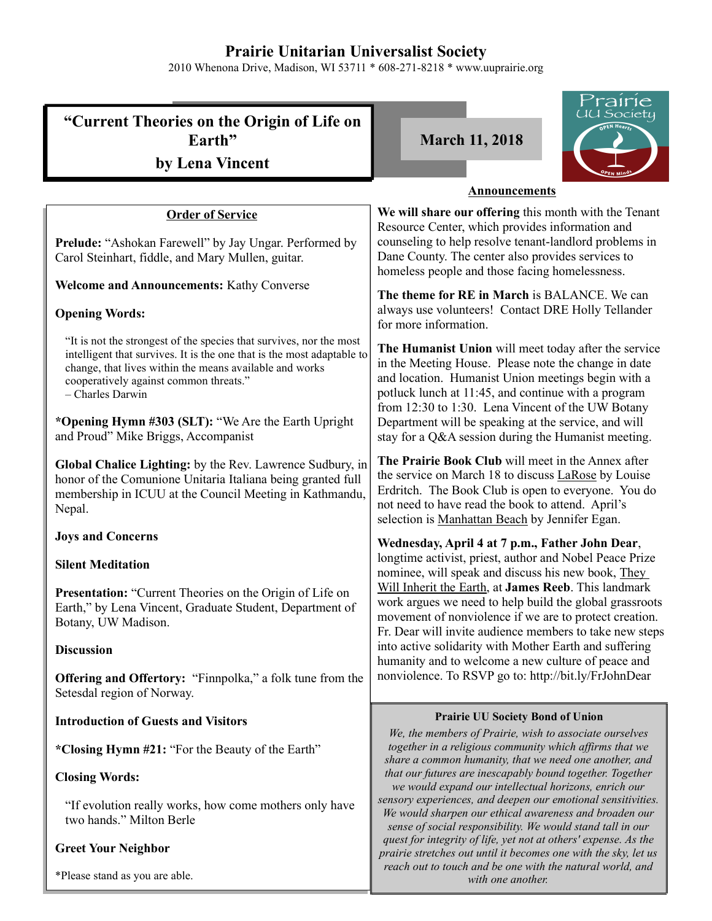# Prairie Unitarian Universalist Society

2010 Whenona Drive, Madison, WI 53711 * 608-271-8218 * www.uuprairie.org

## "Current Theories on the Origin of Life on Earth"
## by Lena Vincent

**March 11, 2018**

### Order of Service

**Prelude:** "Ashokan Farewell" by Jay Ungar. Performed by Carol Steinhart, fiddle, and Mary Mullen, guitar.

**Welcome and Announcements:** Kathy Converse

**Opening Words:**

> "It is not the strongest of the species that survives, nor the most intelligent that survives. It is the one that is the most adaptable to change, that lives within the means available and works cooperatively against common threats."
> – Charles Darwin

***Opening Hymn #303 (SLT):** "We Are the Earth Upright and Proud" Mike Briggs, Accompanist

**Global Chalice Lighting:** by the Rev. Lawrence Sudbury, in honor of the Comunione Unitaria Italiana being granted full membership in ICUU at the Council Meeting in Kathmandu, Nepal.

**Joys and Concerns**

**Silent Meditation**

**Presentation:** "Current Theories on the Origin of Life on Earth," by Lena Vincent, Graduate Student, Department of Botany, UW Madison.

**Discussion**

**Offering and Offertory:** "Finnpolka," a folk tune from the Setesdal region of Norway.

**Introduction of Guests and Visitors**

***Closing Hymn #21:** "For the Beauty of the Earth"

**Closing Words:**

> "If evolution really works, how come mothers only have two hands." Milton Berle

**Greet Your Neighbor**

*Please stand as you are able.

### Announcements

**We will share our offering** this month with the Tenant Resource Center, which provides information and counseling to help resolve tenant-landlord problems in Dane County. The center also provides services to homeless people and those facing homelessness.

**The theme for RE in March** is BALANCE. We can always use volunteers! Contact DRE Holly Tellander for more information.

**The Humanist Union** will meet today after the service in the Meeting House. Please note the change in date and location. Humanist Union meetings begin with a potluck lunch at 11:45, and continue with a program from 12:30 to 1:30. Lena Vincent of the UW Botany Department will be speaking at the service, and will stay for a Q&A session during the Humanist meeting.

**The Prairie Book Club** will meet in the Annex after the service on March 18 to discuss LaRose by Louise Erdritch. The Book Club is open to everyone. You do not need to have read the book to attend. April's selection is Manhattan Beach by Jennifer Egan.

**Wednesday, April 4 at 7 p.m., Father John Dear**, longtime activist, priest, author and Nobel Peace Prize nominee, will speak and discuss his new book, They Will Inherit the Earth, at **James Reeb**. This landmark work argues we need to help build the global grassroots movement of nonviolence if we are to protect creation. Fr. Dear will invite audience members to take new steps into active solidarity with Mother Earth and suffering humanity and to welcome a new culture of peace and nonviolence. To RSVP go to: http://bit.ly/FrJohnDear

**Prairie UU Society Bond of Union**

*We, the members of Prairie, wish to associate ourselves together in a religious community which affirms that we share a common humanity, that we need one another, and that our futures are inescapably bound together. Together we would expand our intellectual horizons, enrich our sensory experiences, and deepen our emotional sensitivities. We would sharpen our ethical awareness and broaden our sense of social responsibility. We would stand tall in our quest for integrity of life, yet not at others' expense. As the prairie stretches out until it becomes one with the sky, let us reach out to touch and be one with the natural world, and with one another.*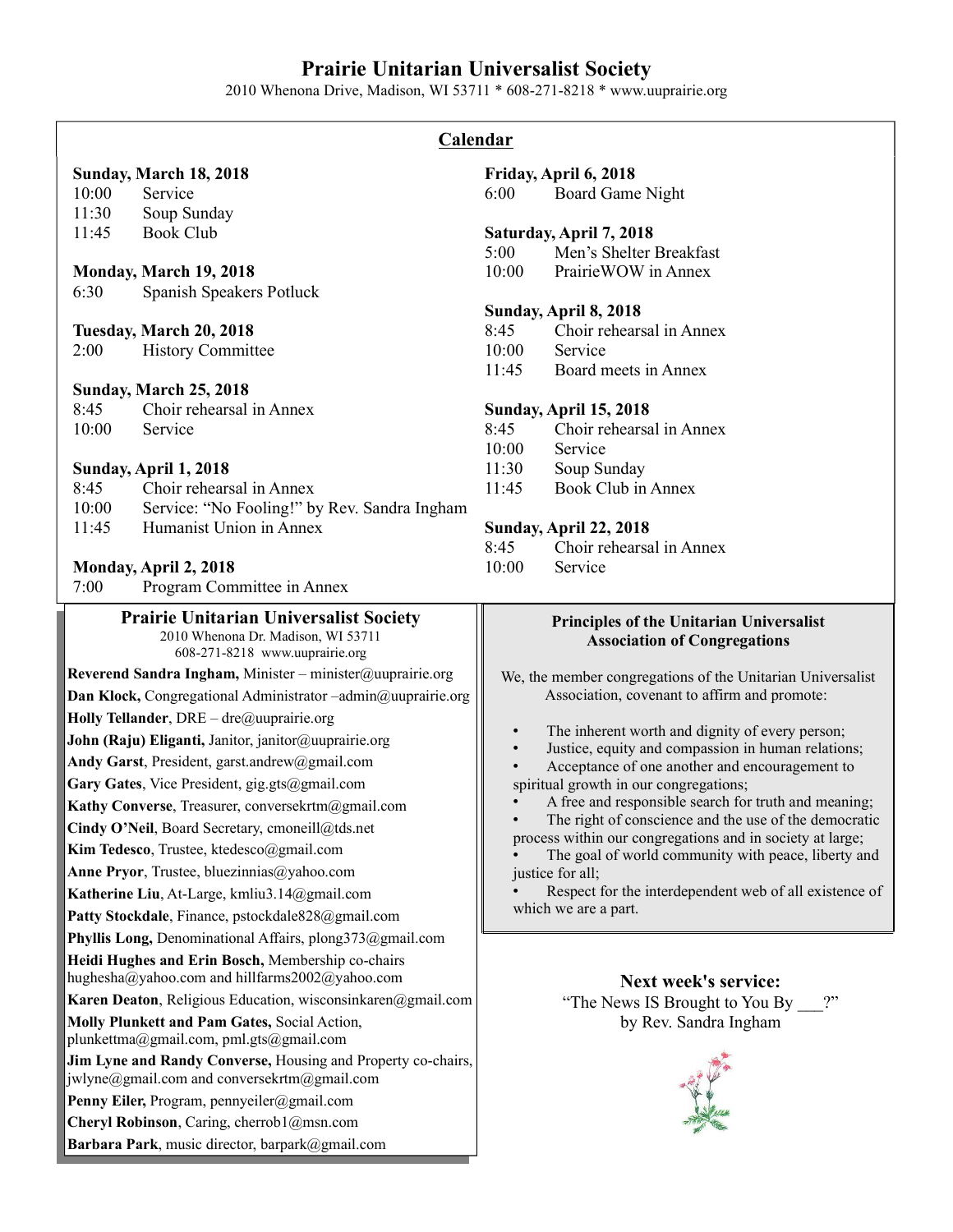# Prairie Unitarian Universalist Society

2010 Whenona Drive, Madison, WI 53711 * 608-271-8218 * www.uuprairie.org

## Calendar

**Sunday, March 18, 2018**
10:00 Service
11:30 Soup Sunday
11:45 Book Club

**Monday, March 19, 2018**
6:30 Spanish Speakers Potluck

**Tuesday, March 20, 2018**
2:00 History Committee

**Sunday, March 25, 2018**
8:45 Choir rehearsal in Annex
10:00 Service

**Sunday, April 1, 2018**
8:45 Choir rehearsal in Annex
10:00 Service: "No Fooling!" by Rev. Sandra Ingham
11:45 Humanist Union in Annex

**Monday, April 2, 2018**
7:00 Program Committee in Annex

**Friday, April 6, 2018**
6:00 Board Game Night

**Saturday, April 7, 2018**
5:00 Men's Shelter Breakfast
10:00 PrairieWOW in Annex

**Sunday, April 8, 2018**
8:45 Choir rehearsal in Annex
10:00 Service
11:45 Board meets in Annex

**Sunday, April 15, 2018**
8:45 Choir rehearsal in Annex
10:00 Service
11:30 Soup Sunday
11:45 Book Club in Annex

**Sunday, April 22, 2018**
8:45 Choir rehearsal in Annex
10:00 Service

### Prairie Unitarian Universalist Society

2010 Whenona Dr. Madison, WI 53711
608-271-8218 www.uuprairie.org

**Reverend Sandra Ingham,** Minister – minister@uuprairie.org
**Dan Klock,** Congregational Administrator –admin@uuprairie.org
**Holly Tellander**, DRE – dre@uuprairie.org
**John (Raju) Eliganti,** Janitor, janitor@uuprairie.org
**Andy Garst**, President, garst.andrew@gmail.com
**Gary Gates**, Vice President, gig.gts@gmail.com
**Kathy Converse**, Treasurer, conversekrtm@gmail.com
**Cindy O'Neil**, Board Secretary, cmoneill@tds.net
**Kim Tedesco**, Trustee, ktedesco@gmail.com
**Anne Pryor**, Trustee, bluezinnias@yahoo.com
**Katherine Liu**, At-Large, kmliu3.14@gmail.com
**Patty Stockdale**, Finance, pstockdale828@gmail.com
**Phyllis Long,** Denominational Affairs, plong373@gmail.com
**Heidi Hughes and Erin Bosch,** Membership co-chairs hughesha@yahoo.com and hillfarms2002@yahoo.com
**Karen Deaton**, Religious Education, wisconsinkaren@gmail.com
**Molly Plunkett and Pam Gates,** Social Action, plunkettma@gmail.com, pml.gts@gmail.com
**Jim Lyne and Randy Converse,** Housing and Property co-chairs, jwlyne@gmail.com and conversekrtm@gmail.com
**Penny Eiler,** Program, pennyeiler@gmail.com
**Cheryl Robinson**, Caring, cherrob1@msn.com
**Barbara Park**, music director, barpark@gmail.com

### Principles of the Unitarian Universalist Association of Congregations

We, the member congregations of the Unitarian Universalist Association, covenant to affirm and promote:

- The inherent worth and dignity of every person;
- Justice, equity and compassion in human relations;
- Acceptance of one another and encouragement to spiritual growth in our congregations;
- A free and responsible search for truth and meaning;
- The right of conscience and the use of the democratic process within our congregations and in society at large;
- The goal of world community with peace, liberty and justice for all;
- Respect for the interdependent web of all existence of which we are a part.

**Next week's service:**
"The News IS Brought to You By ___?"
by Rev. Sandra Ingham